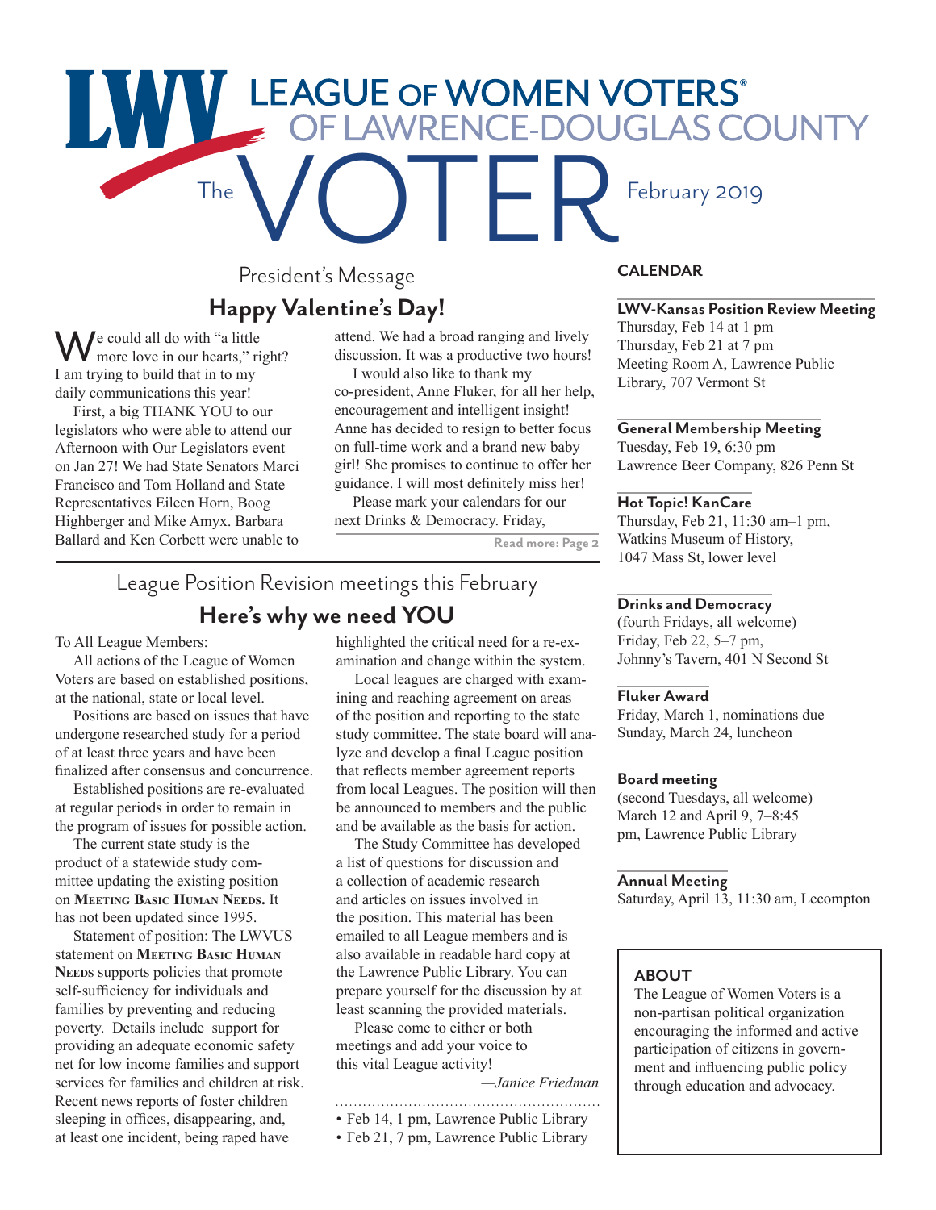# League of Women Voters of Lawrence-Douglas County

# The VOTER

February 2019

## President's Message

### Happy Valentine's Day!

We could all do with "a little more love in our hearts," right? I am trying to build that in to my daily communications this year!

First, a big THANK YOU to our legislators who were able to attend our Afternoon with Our Legislators event on Jan 27! We had State Senators Marci Francisco and Tom Holland and State Representatives Eileen Horn, Boog Highberger and Mike Amyx. Barbara Ballard and Ken Corbett were unable to attend. We had a broad ranging and lively discussion. It was a productive two hours!

I would also like to thank my co-president, Anne Fluker, for all her help, encouragement and intelligent insight! Anne has decided to resign to better focus on full-time work and a brand new baby girl! She promises to continue to offer her guidance. I will most definitely miss her!

Please mark your calendars for our next Drinks & Democracy. Friday,

**Read more: Page 2**

## League Position Revision meetings this February

### Here's why we need YOU

To All League Members:

All actions of the League of Women Voters are based on established positions, at the national, state or local level.

Positions are based on issues that have undergone researched study for a period of at least three years and have been finalized after consensus and concurrence.

Established positions are re-evaluated at regular periods in order to remain in the program of issues for possible action.

The current state study is the product of a statewide study committee updating the existing position on **Meeting Basic Human Needs.** It has not been updated since 1995.

Statement of position: The LWVUS statement on **Meeting Basic Human Needs** supports policies that promote self-sufficiency for individuals and families by preventing and reducing poverty. Details include support for providing an adequate economic safety net for low income families and support services for families and children at risk. Recent news reports of foster children sleeping in offices, disappearing, and, at least one incident, being raped have highlighted the critical need for a re-examination and change within the system.

Local leagues are charged with examining and reaching agreement on areas of the position and reporting to the state study committee. The state board will analyze and develop a final League position that reflects member agreement reports from local Leagues. The position will then be announced to members and the public and be available as the basis for action.

The Study Committee has developed a list of questions for discussion and a collection of academic research and articles on issues involved in the position. This material has been emailed to all League members and is also available in readable hard copy at the Lawrence Public Library. You can prepare yourself for the discussion by at least scanning the provided materials.

Please come to either or both meetings and add your voice to this vital League activity!

*—Janice Friedman*

- Feb 14, 1 pm, Lawrence Public Library
- Feb 21, 7 pm, Lawrence Public Library

## CALENDAR

**LWV-Kansas Position Review Meeting**
Thursday, Feb 14 at 1 pm
Thursday, Feb 21 at 7 pm
Meeting Room A, Lawrence Public Library, 707 Vermont St

**General Membership Meeting**
Tuesday, Feb 19, 6:30 pm
Lawrence Beer Company, 826 Penn St

**Hot Topic! KanCare**
Thursday, Feb 21, 11:30 am–1 pm, Watkins Museum of History, 1047 Mass St, lower level

**Drinks and Democracy**
(fourth Fridays, all welcome)
Friday, Feb 22, 5–7 pm,
Johnny's Tavern, 401 N Second St

**Fluker Award**
Friday, March 1, nominations due
Sunday, March 24, luncheon

**Board meeting**
(second Tuesdays, all welcome)
March 12 and April 9, 7–8:45 pm, Lawrence Public Library

**Annual Meeting**
Saturday, April 13, 11:30 am, Lecompton

## ABOUT

The League of Women Voters is a non-partisan political organization encouraging the informed and active participation of citizens in government and influencing public policy through education and advocacy.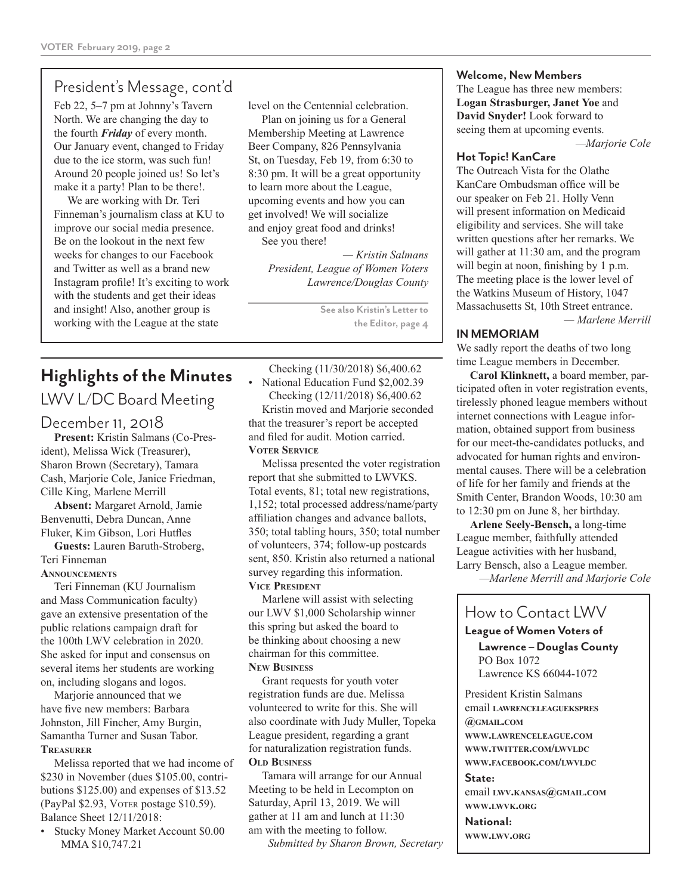## President's Message, cont'd

Feb 22, 5–7 pm at Johnny's Tavern North. We are changing the day to the fourth ***Friday*** of every month. Our January event, changed to Friday due to the ice storm, was such fun! Around 20 people joined us! So let's make it a party! Plan to be there!.

We are working with Dr. Teri Finneman's journalism class at KU to improve our social media presence. Be on the lookout in the next few weeks for changes to our Facebook and Twitter as well as a brand new Instagram profile! It's exciting to work with the students and get their ideas and insight! Also, another group is working with the League at the state level on the Centennial celebration.

Plan on joining us for a General Membership Meeting at Lawrence Beer Company, 826 Pennsylvania St, on Tuesday, Feb 19, from 6:30 to 8:30 pm. It will be a great opportunity to learn more about the League, upcoming events and how you can get involved! We will socialize and enjoy great food and drinks!

See you there!

*— Kristin Salmans*
*President, League of Women Voters Lawrence/Douglas County*

**See also Kristin's Letter to the Editor, page 4**

## Highlights of the Minutes

### LWV L/DC Board Meeting

### December 11, 2018

**Present:** Kristin Salmans (Co-President), Melissa Wick (Treasurer), Sharon Brown (Secretary), Tamara Cash, Marjorie Cole, Janice Friedman, Cille King, Marlene Merrill

**Absent:** Margaret Arnold, Jamie Benvenutti, Debra Duncan, Anne Fluker, Kim Gibson, Lori Hutfles

**Guests:** Lauren Baruth-Stroberg, Teri Finneman

**Announcements**

Teri Finneman (KU Journalism and Mass Communication faculty) gave an extensive presentation of the public relations campaign draft for the 100th LWV celebration in 2020. She asked for input and consensus on several items her students are working on, including slogans and logos.

Marjorie announced that we have five new members: Barbara Johnston, Jill Fincher, Amy Burgin, Samantha Turner and Susan Tabor.

**Treasurer**

Melissa reported that we had income of $230 in November (dues $105.00, contributions $125.00) and expenses of $13.52 (PayPal $2.93, Voter postage $10.59). Balance Sheet 12/11/2018:

- Stucky Money Market Account $0.00
  MMA $10,747.21
  Checking (11/30/2018) $6,400.62
- National Education Fund $2,002.39
  Checking (12/11/2018) $6,400.62

Kristin moved and Marjorie seconded that the treasurer's report be accepted and filed for audit. Motion carried.

**Voter Service**

Melissa presented the voter registration report that she submitted to LWVKS. Total events, 81; total new registrations, 1,152; total processed address/name/party affiliation changes and advance ballots, 350; total tabling hours, 350; total number of volunteers, 374; follow-up postcards sent, 850. Kristin also returned a national survey regarding this information.

**Vice President**

Marlene will assist with selecting our LWV $1,000 Scholarship winner this spring but asked the board to be thinking about choosing a new chairman for this committee.

**New Business**

Grant requests for youth voter registration funds are due. Melissa volunteered to write for this. She will also coordinate with Judy Muller, Topeka League president, regarding a grant for naturalization registration funds.

**Old Business**

Tamara will arrange for our Annual Meeting to be held in Lecompton on Saturday, April 13, 2019. We will gather at 11 am and lunch at 11:30 am with the meeting to follow.

*Submitted by Sharon Brown, Secretary*

### Welcome, New Members

The League has three new members: **Logan Strasburger, Janet Yoe** and **David Snyder!** Look forward to seeing them at upcoming events.

*—Marjorie Cole*

### Hot Topic! KanCare

The Outreach Vista for the Olathe KanCare Ombudsman office will be our speaker on Feb 21. Holly Venn will present information on Medicaid eligibility and services. She will take written questions after her remarks. We will gather at 11:30 am, and the program will begin at noon, finishing by 1 p.m. The meeting place is the lower level of the Watkins Museum of History, 1047 Massachusetts St, 10th Street entrance.

*— Marlene Merrill*

### IN MEMORIAM

We sadly report the deaths of two long time League members in December.

**Carol Klinknett,** a board member, participated often in voter registration events, tirelessly phoned league members without internet connections with League information, obtained support from business for our meet-the-candidates potlucks, and advocated for human rights and environmental causes. There will be a celebration of life for her family and friends at the Smith Center, Brandon Woods, 10:30 am to 12:30 pm on June 8, her birthday.

**Arlene Seely-Bensch,** a long-time League member, faithfully attended League activities with her husband, Larry Bensch, also a League member.

*—Marlene Merrill and Marjorie Cole*

### How to Contact LWV

**League of Women Voters of Lawrence – Douglas County**
PO Box 1072
Lawrence KS 66044-1072

President Kristin Salmans
email lawrenceleagueskspres@gmail.com
www.lawrenceleague.com
www.twitter.com/lwvldc
www.facebook.com/lwvldc

**State:**
email lwv.kansas@gmail.com
www.lwvk.org

**National:**
www.lwv.org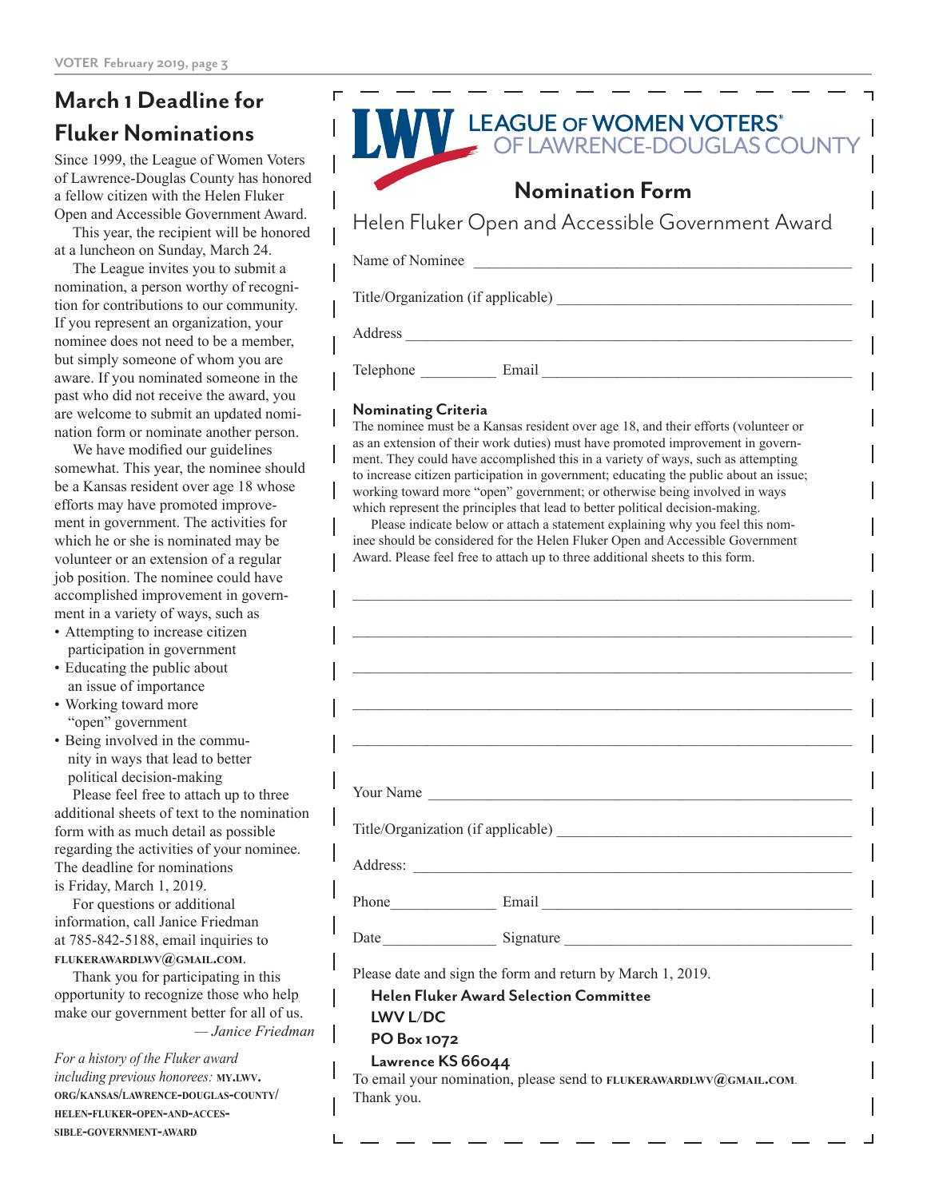## March 1 Deadline for Fluker Nominations

Since 1999, the League of Women Voters of Lawrence-Douglas County has honored a fellow citizen with the Helen Fluker Open and Accessible Government Award.

This year, the recipient will be honored at a luncheon on Sunday, March 24.

The League invites you to submit a nomination, a person worthy of recognition for contributions to our community. If you represent an organization, your nominee does not need to be a member, but simply someone of whom you are aware. If you nominated someone in the past who did not receive the award, you are welcome to submit an updated nomination form or nominate another person.

We have modified our guidelines somewhat. This year, the nominee should be a Kansas resident over age 18 whose efforts may have promoted improvement in government. The activities for which he or she is nominated may be volunteer or an extension of a regular job position. The nominee could have accomplished improvement in government in a variety of ways, such as

- Attempting to increase citizen participation in government
- Educating the public about an issue of importance
- Working toward more "open" government
- Being involved in the community in ways that lead to better political decision-making

Please feel free to attach up to three additional sheets of text to the nomination form with as much detail as possible regarding the activities of your nominee. The deadline for nominations is Friday, March 1, 2019.

For questions or additional information, call Janice Friedman at 785-842-5188, email inquiries to flukerawardlwv@gmail.com.

Thank you for participating in this opportunity to recognize those who help make our government better for all of us.

*— Janice Friedman*

*For a history of the Fluker award including previous honorees:* my.lwv.org/kansas/lawrence-douglas-county/helen-fluker-open-and-accessible-government-award

---

**LWV LEAGUE OF WOMEN VOTERS® OF LAWRENCE-DOUGLAS COUNTY**

### Nomination Form

## Helen Fluker Open and Accessible Government Award

Name of Nominee ______________________________

Title/Organization (if applicable) ______________________________

Address ______________________________

Telephone __________ Email ______________________________

**Nominating Criteria**

The nominee must be a Kansas resident over age 18, and their efforts (volunteer or as an extension of their work duties) must have promoted improvement in government. They could have accomplished this in a variety of ways, such as attempting to increase citizen participation in government; educating the public about an issue; working toward more "open" government; or otherwise being involved in ways which represent the principles that lead to better political decision-making.

Please indicate below or attach a statement explaining why you feel this nominee should be considered for the Helen Fluker Open and Accessible Government Award. Please feel free to attach up to three additional sheets to this form.

______________________________

______________________________

______________________________

______________________________

______________________________

Your Name ______________________________

Title/Organization (if applicable) ______________________________

Address: ______________________________

Phone_____________ Email ______________________________

Date______________ Signature ______________________________

Please date and sign the form and return by March 1, 2019.

**Helen Fluker Award Selection Committee**
**LWV L/DC**
**PO Box 1072**
**Lawrence KS 66044**

To email your nomination, please send to flukerawardlwv@gmail.com.

Thank you.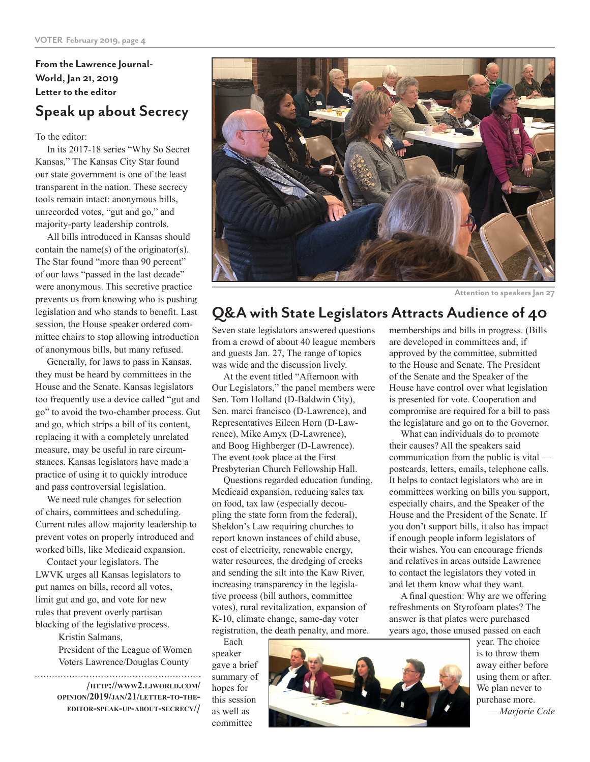From the Lawrence Journal-World, Jan 21, 2019
Letter to the editor

## Speak up about Secrecy

To the editor:

In its 2017-18 series "Why So Secret Kansas," The Kansas City Star found our state government is one of the least transparent in the nation. These secrecy tools remain intact: anonymous bills, unrecorded votes, "gut and go," and majority-party leadership controls.

All bills introduced in Kansas should contain the name(s) of the originator(s). The Star found "more than 90 percent" of our laws "passed in the last decade" were anonymous. This secretive practice prevents us from knowing who is pushing legislation and who stands to benefit. Last session, the House speaker ordered committee chairs to stop allowing introduction of anonymous bills, but many refused.

Generally, for laws to pass in Kansas, they must be heard by committees in the House and the Senate. Kansas legislators too frequently use a device called "gut and go" to avoid the two-chamber process. Gut and go, which strips a bill of its content, replacing it with a completely unrelated measure, may be useful in rare circumstances. Kansas legislators have made a practice of using it to quickly introduce and pass controversial legislation.

We need rule changes for selection of chairs, committees and scheduling. Current rules allow majority leadership to prevent votes on properly introduced and worked bills, like Medicaid expansion.

Contact your legislators. The LWVK urges all Kansas legislators to put names on bills, record all votes, limit gut and go, and vote for new rules that prevent overly partisan blocking of the legislative process.

Kristin Salmans,
President of the League of Women Voters Lawrence/Douglas County

[http://www2.ljworld.com/opinion/2019/jan/21/letter-to-the-editor-speak-up-about-secrecy/]

Attention to speakers Jan 27

## Q&A with State Legislators Attracts Audience of 40

Seven state legislators answered questions from a crowd of about 40 league members and guests Jan. 27, The range of topics was wide and the discussion lively.

At the event titled "Afternoon with Our Legislators," the panel members were Sen. Tom Holland (D-Baldwin City), Sen. marci francisco (D-Lawrence), and Representatives Eileen Horn (D-Lawrence), Mike Amyx (D-Lawrence), and Boog Highberger (D-Lawrence). The event took place at the First Presbyterian Church Fellowship Hall.

Questions regarded education funding, Medicaid expansion, reducing sales tax on food, tax law (especially decoupling the state form from the federal), Sheldon's Law requiring churches to report known instances of child abuse, cost of electricity, renewable energy, water resources, the dredging of creeks and sending the silt into the Kaw River, increasing transparency in the legislative process (bill authors, committee votes), rural revitalization, expansion of K-10, climate change, same-day voter registration, the death penalty, and more.

Each speaker gave a brief summary of hopes for this session as well as committee memberships and bills in progress. (Bills are developed in committees and, if approved by the committee, submitted to the House and Senate. The President of the Senate and the Speaker of the House have control over what legislation is presented for vote. Cooperation and compromise are required for a bill to pass the legislature and go on to the Governor.

What can individuals do to promote their causes? All the speakers said communication from the public is vital — postcards, letters, emails, telephone calls. It helps to contact legislators who are in committees working on bills you support, especially chairs, and the Speaker of the House and the President of the Senate. If you don't support bills, it also has impact if enough people inform legislators of their wishes. You can encourage friends and relatives in areas outside Lawrence to contact the legislators they voted in and let them know what they want.

A final question: Why are we offering refreshments on Styrofoam plates? The answer is that plates were purchased years ago, those unused passed on each year. The choice is to throw them away either before using them or after. We plan never to purchase more.

*— Marjorie Cole*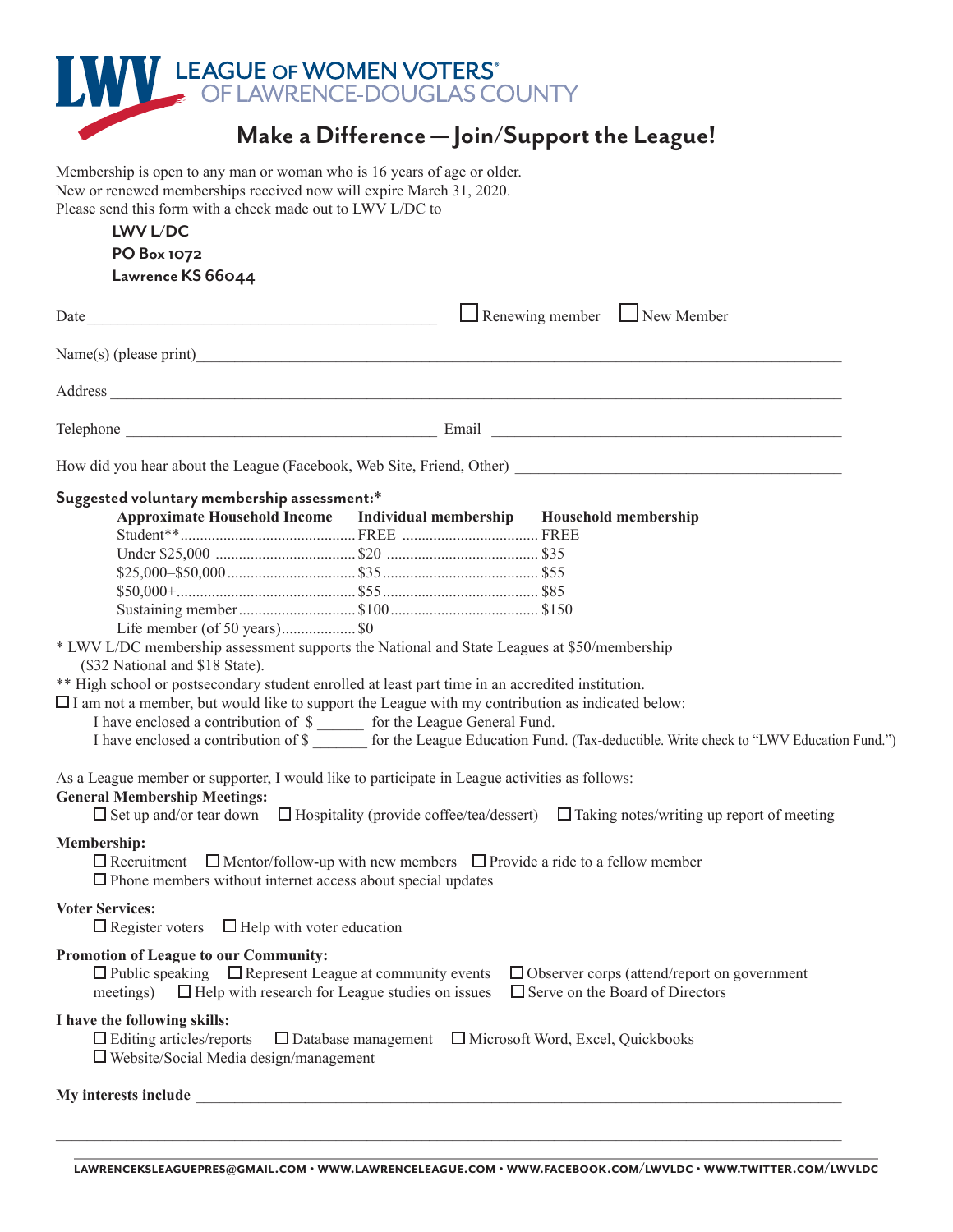# LEAGUE OF WOMEN VOTERS® OF LAWRENCE-DOUGLAS COUNTY

## Make a Difference — Join/Support the League!

Membership is open to any man or woman who is 16 years of age or older.
New or renewed memberships received now will expire March 31, 2020.
Please send this form with a check made out to LWV L/DC to

**LWV L/DC**
**PO Box 1072**
**Lawrence KS 66044**

Date ______________________________ ☐ Renewing member ☐ New Member

Name(s) (please print) ______________________________

Address ______________________________

Telephone ______________________________ Email ______________________________

How did you hear about the League (Facebook, Web Site, Friend, Other) ______________________________

**Suggested voluntary membership assessment:***

| Approximate Household Income | Individual membership | Household membership |
|---|---|---|
| Student** | FREE | FREE |
| Under $25,000 | $20 | $35 |
| $25,000–$50,000 | $35 | $55 |
| $50,000+ | $55 | $85 |
| Sustaining member | $100 | $150 |
| Life member (of 50 years) | $0 | |

* LWV L/DC membership assessment supports the National and State Leagues at $50/membership ($32 National and $18 State).

** High school or postsecondary student enrolled at least part time in an accredited institution.

☐ I am not a member, but would like to support the League with my contribution as indicated below:

I have enclosed a contribution of $ ______ for the League General Fund.

I have enclosed a contribution of $ _______ for the League Education Fund. (Tax-deductible. Write check to "LWV Education Fund.")

As a League member or supporter, I would like to participate in League activities as follows:

**General Membership Meetings:**
☐ Set up and/or tear down ☐ Hospitality (provide coffee/tea/dessert) ☐ Taking notes/writing up report of meeting

**Membership:**
☐ Recruitment ☐ Mentor/follow-up with new members ☐ Provide a ride to a fellow member
☐ Phone members without internet access about special updates

**Voter Services:**
☐ Register voters ☐ Help with voter education

**Promotion of League to our Community:**
☐ Public speaking ☐ Represent League at community events ☐ Observer corps (attend/report on government meetings) ☐ Help with research for League studies on issues ☐ Serve on the Board of Directors

**I have the following skills:**
☐ Editing articles/reports ☐ Database management ☐ Microsoft Word, Excel, Quickbooks
☐ Website/Social Media design/management

**My interests include** ______________________________

______________________________

LAWRENCEKSLEAGUEPRES@GMAIL.COM • WWW.LAWRENCELEAGUE.COM • WWW.FACEBOOK.COM/LWVLDC • WWW.TWITTER.COM/LWVLDC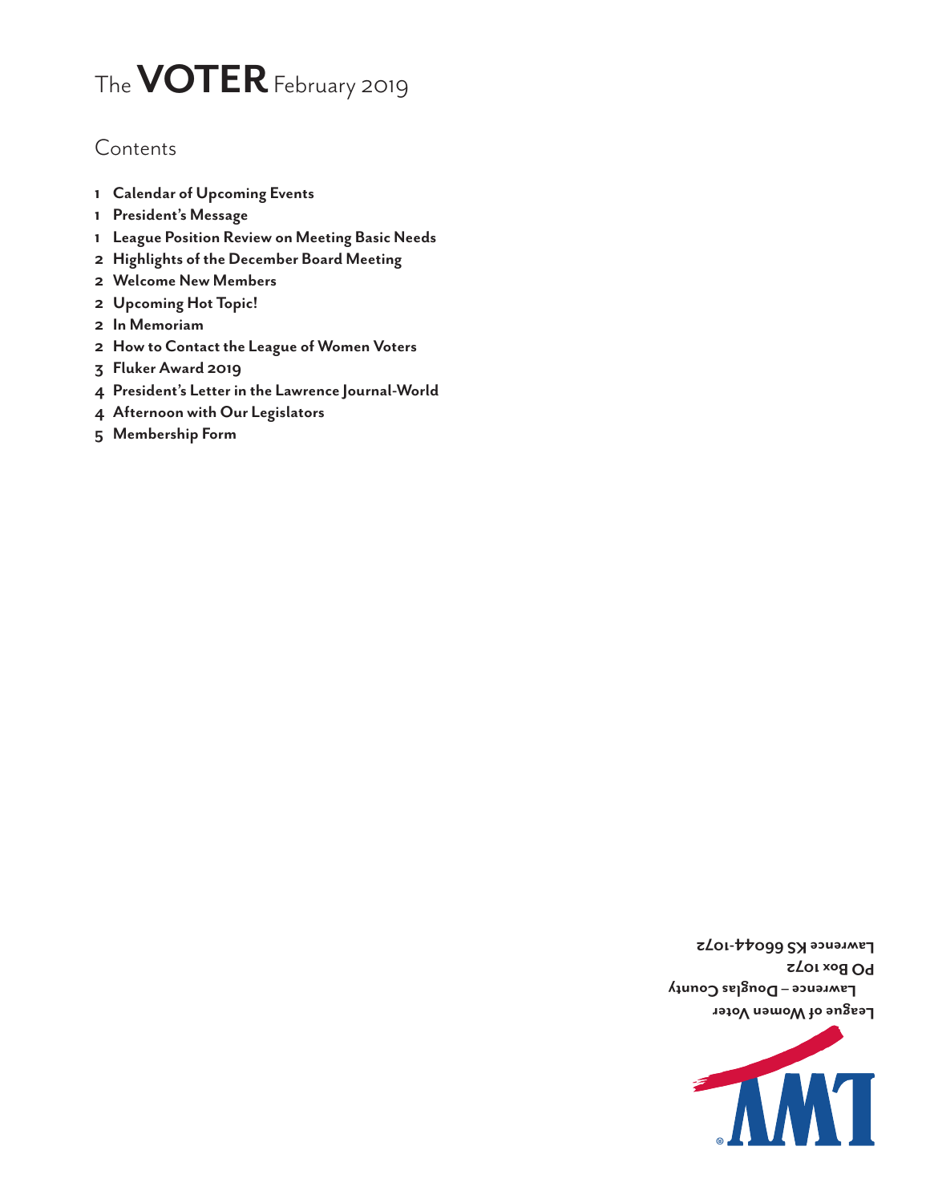# The VOTER February 2019

## Contents

1 **Calendar of Upcoming Events**
1 **President's Message**
1 **League Position Review on Meeting Basic Needs**
2 **Highlights of the December Board Meeting**
2 **Welcome New Members**
2 **Upcoming Hot Topic!**
2 **In Memoriam**
2 **How to Contact the League of Women Voters**
3 **Fluker Award 2019**
4 **President's Letter in the Lawrence Journal-World**
4 **Afternoon with Our Legislators**
5 **Membership Form**

League of Women Voter
Lawrence – Douglas County
PO Box 1072
Lawrence KS 66044-1072

LWV®